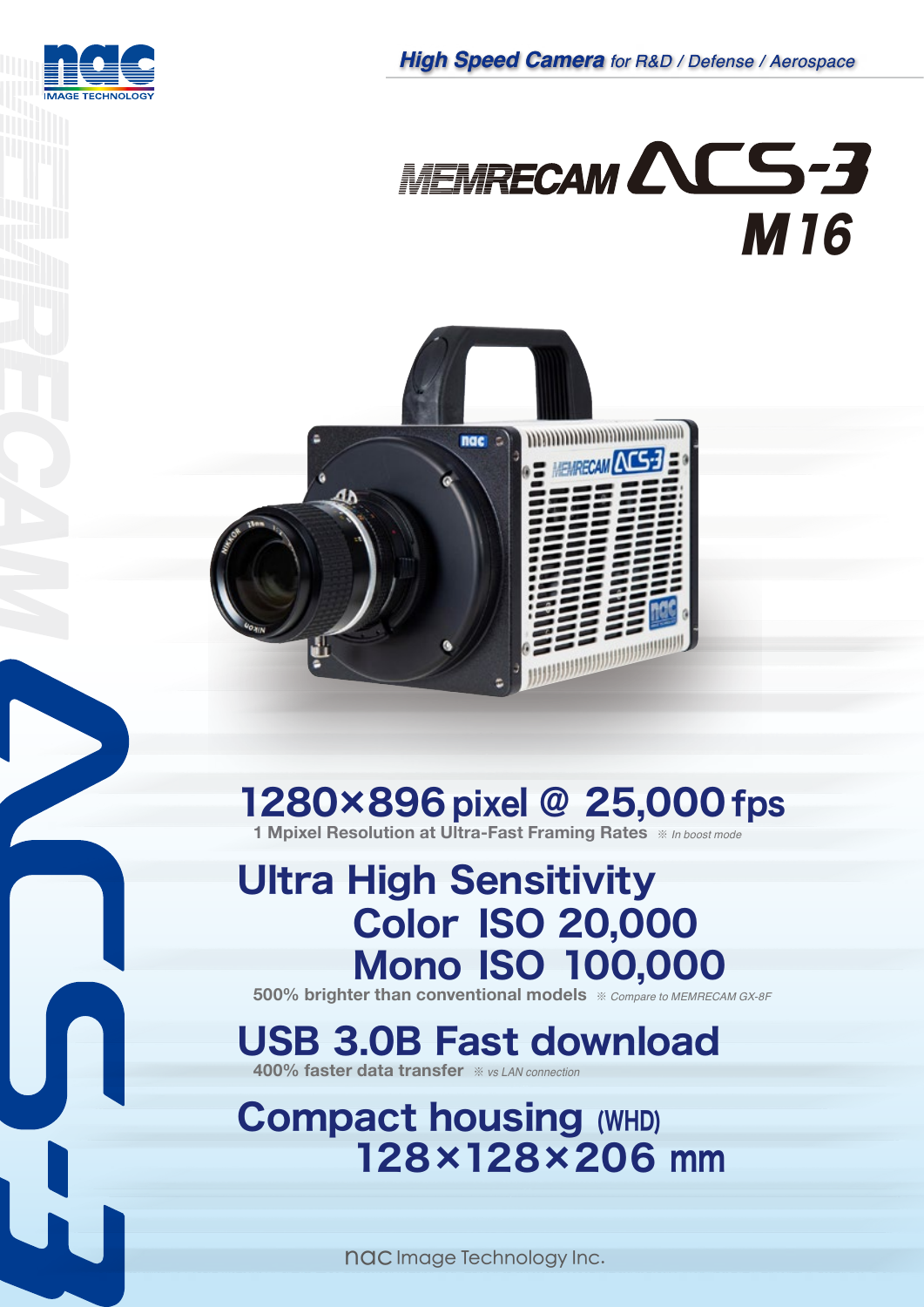*High Speed Camera for R&D / Defense / Aerospace*

# MEMRECAM ACS-3 M16

## 1280×896 pixel @ 25,000 fps

1 Mpixel Resolution at Ultra-Fast Framing Rates ※ *In boost mode*

## Ultra High Sensitivity
## Color ISO 20,000
## Mono ISO 100,000

500% brighter than conventional models ※ *Compare to MEMRECAM GX-8F*

## USB 3.0B Fast download

400% faster data transfer ※ *vs LAN connection*

## Compact housing (WHD)
## 128×128×206 mm

nac Image Technology Inc.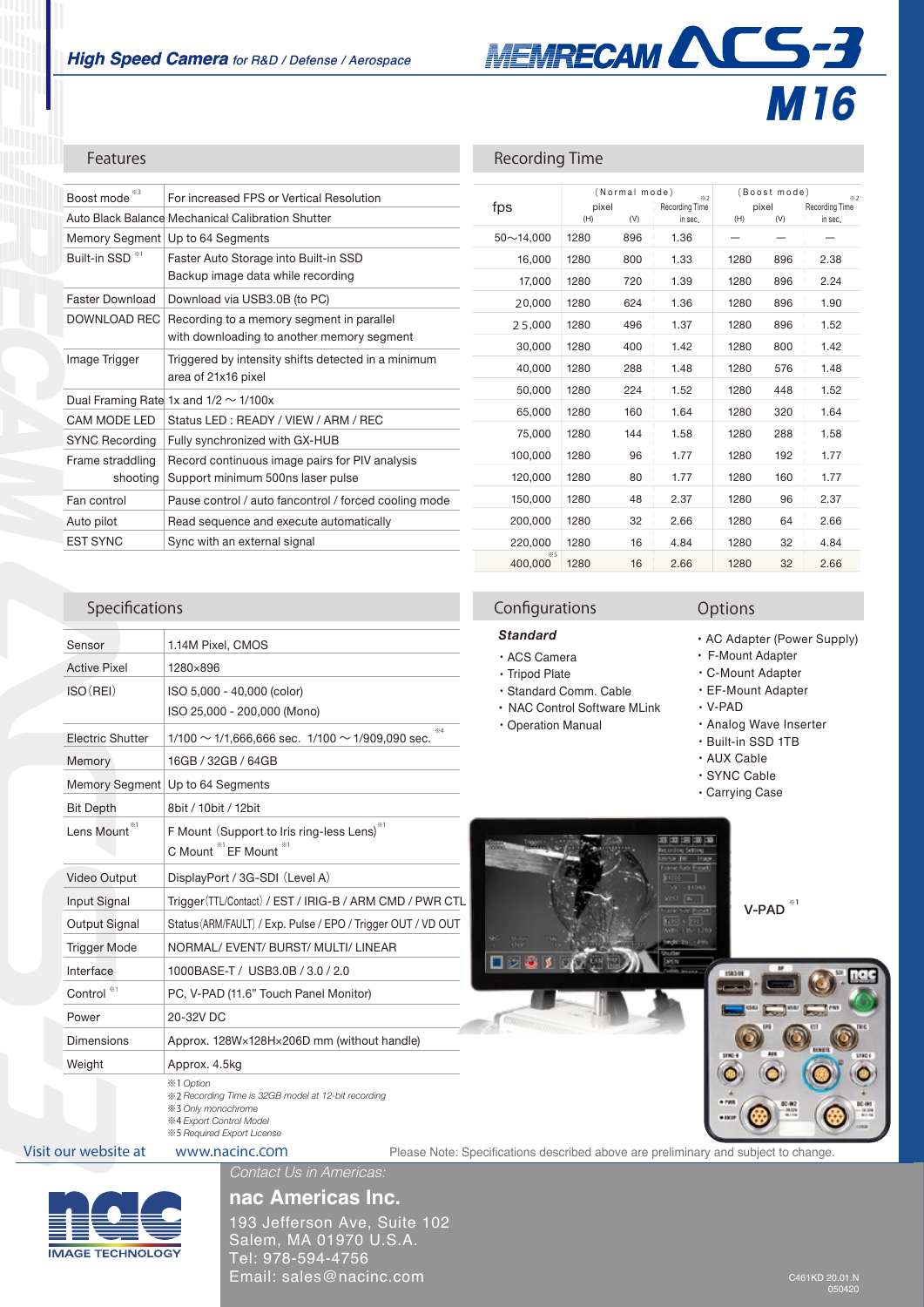*High Speed Camera* *for R&D / Defense / Aerospace*

# MEMRECAM ACS-3 M16

## Features

| | |
|---|---|
| Boost mode ※3 | For increased FPS or Vertical Resolution |
| Auto Black Balance | Mechanical Calibration Shutter |
| Memory Segment | Up to 64 Segments |
| Built-in SSD ※1 | Faster Auto Storage into Built-in SSD<br>Backup image data while recording |
| Faster Download | Download via USB3.0B (to PC) |
| DOWNLOAD REC | Recording to a memory segment in parallel with downloading to another memory segment |
| Image Trigger | Triggered by intensity shifts detected in a minimum area of 21x16 pixel |
| Dual Framing Rate | 1x and 1/2 ～ 1/100x |
| CAM MODE LED | Status LED : READY / VIEW / ARM / REC |
| SYNC Recording | Fully synchronized with GX-HUB |
| Frame straddling shooting | Record continuous image pairs for PIV analysis<br>Support minimum 500ns laser pulse |
| Fan control | Pause control / auto fancontrol / forced cooling mode |
| Auto pilot | Read sequence and execute automatically |
| EST SYNC | Sync with an external signal |

## Recording Time

| fps | (Normal mode) pixel (H) | (V) | Recording Time in sec. ※2 | (Boost mode) pixel (H) | (V) | Recording Time in sec. ※2 |
|---|---|---|---|---|---|---|
| 50～14,000 | 1280 | 896 | 1.36 | — | — | — |
| 16,000 | 1280 | 800 | 1.33 | 1280 | 896 | 2.38 |
| 17,000 | 1280 | 720 | 1.39 | 1280 | 896 | 2.24 |
| 20,000 | 1280 | 624 | 1.36 | 1280 | 896 | 1.90 |
| 25,000 | 1280 | 496 | 1.37 | 1280 | 896 | 1.52 |
| 30,000 | 1280 | 400 | 1.42 | 1280 | 800 | 1.42 |
| 40,000 | 1280 | 288 | 1.48 | 1280 | 576 | 1.48 |
| 50,000 | 1280 | 224 | 1.52 | 1280 | 448 | 1.52 |
| 65,000 | 1280 | 160 | 1.64 | 1280 | 320 | 1.64 |
| 75,000 | 1280 | 144 | 1.58 | 1280 | 288 | 1.58 |
| 100,000 | 1280 | 96 | 1.77 | 1280 | 192 | 1.77 |
| 120,000 | 1280 | 80 | 1.77 | 1280 | 160 | 1.77 |
| 150,000 | 1280 | 48 | 2.37 | 1280 | 96 | 2.37 |
| 200,000 | 1280 | 32 | 2.66 | 1280 | 64 | 2.66 |
| 220,000 | 1280 | 16 | 4.84 | 1280 | 32 | 4.84 |
| ※5 400,000 | 1280 | 16 | 2.66 | 1280 | 32 | 2.66 |

## Specifications

| | |
|---|---|
| Sensor | 1.14M Pixel, CMOS |
| Active Pixel | 1280×896 |
| ISO (REI) | ISO 5,000 - 40,000 (color)<br>ISO 25,000 - 200,000 (Mono) |
| Electric Shutter | 1/100 ～ 1/1,666,666 sec. 1/100 ～ 1/909,090 sec. ※4 |
| Memory | 16GB / 32GB / 64GB |
| Memory Segment | Up to 64 Segments |
| Bit Depth | 8bit / 10bit / 12bit |
| Lens Mount ※1 | F Mount (Support to Iris ring-less Lens) ※1<br>C Mount ※1 EF Mount ※1 |
| Video Output | DisplayPort / 3G-SDI (Level A) |
| Input Signal | Trigger (TTL/Contact) / EST / IRIG-B / ARM CMD / PWR CTL |
| Output Signal | Status (ARM/FAULT) / Exp. Pulse / EPO / Trigger OUT / VD OUT |
| Trigger Mode | NORMAL/ EVENT/ BURST/ MULTI/ LINEAR |
| Interface | 1000BASE-T / USB3.0B / 3.0 / 2.0 |
| Control ※1 | PC, V-PAD (11.6" Touch Panel Monitor) |
| Power | 20-32V DC |
| Dimensions | Approx. 128W×128H×206D mm (without handle) |
| Weight | Approx. 4.5kg |

*※1 Option*
*※2 Recording Time is 32GB model at 12-bit recording*
*※3 Only monochrome*
*※4 Export Control Model*
*※5 Required Export License*

## Configurations

***Standard***

- ACS Camera
- Tripod Plate
- Standard Comm. Cable
- NAC Control Software MLink
- Operation Manual

## Options

- AC Adapter (Power Supply)
- F-Mount Adapter
- C-Mount Adapter
- EF-Mount Adapter
- V-PAD
- Analog Wave Inserter
- Built-in SSD 1TB
- AUX Cable
- SYNC Cable
- Carrying Case

V-PAD ※1

Visit our website at www.nacinc.com

Please Note: Specifications described above are preliminary and subject to change.

*Contact Us in Americas:*

**nac Americas Inc.**

193 Jefferson Ave, Suite 102
Salem, MA 01970 U.S.A.
Tel: 978-594-4756
Email: sales@nacinc.com

nac IMAGE TECHNOLOGY

C461KD 20.01.N
050420